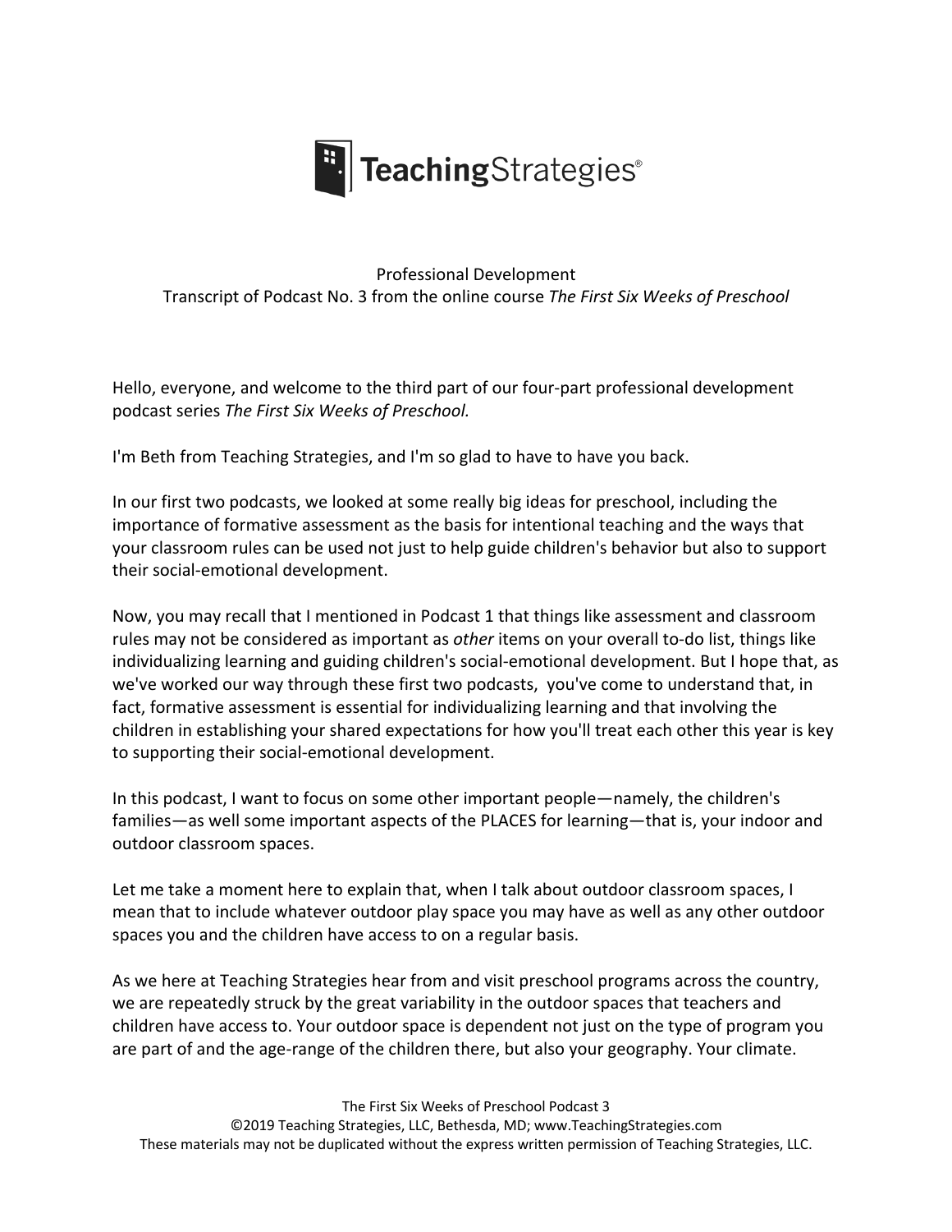Teaching Strategies®

Professional Development
Transcript of Podcast No. 3 from the online course *The First Six Weeks of Preschool*

Hello, everyone, and welcome to the third part of our four-part professional development podcast series *The First Six Weeks of Preschool.*

I'm Beth from Teaching Strategies, and I'm so glad to have to have you back.

In our first two podcasts, we looked at some really big ideas for preschool, including the importance of formative assessment as the basis for intentional teaching and the ways that your classroom rules can be used not just to help guide children's behavior but also to support their social-emotional development.

Now, you may recall that I mentioned in Podcast 1 that things like assessment and classroom rules may not be considered as important as *other* items on your overall to-do list, things like individualizing learning and guiding children's social-emotional development. But I hope that, as we've worked our way through these first two podcasts, you've come to understand that, in fact, formative assessment is essential for individualizing learning and that involving the children in establishing your shared expectations for how you'll treat each other this year is key to supporting their social-emotional development.

In this podcast, I want to focus on some other important people—namely, the children's families—as well some important aspects of the PLACES for learning—that is, your indoor and outdoor classroom spaces.

Let me take a moment here to explain that, when I talk about outdoor classroom spaces, I mean that to include whatever outdoor play space you may have as well as any other outdoor spaces you and the children have access to on a regular basis.

As we here at Teaching Strategies hear from and visit preschool programs across the country, we are repeatedly struck by the great variability in the outdoor spaces that teachers and children have access to. Your outdoor space is dependent not just on the type of program you are part of and the age-range of the children there, but also your geography. Your climate.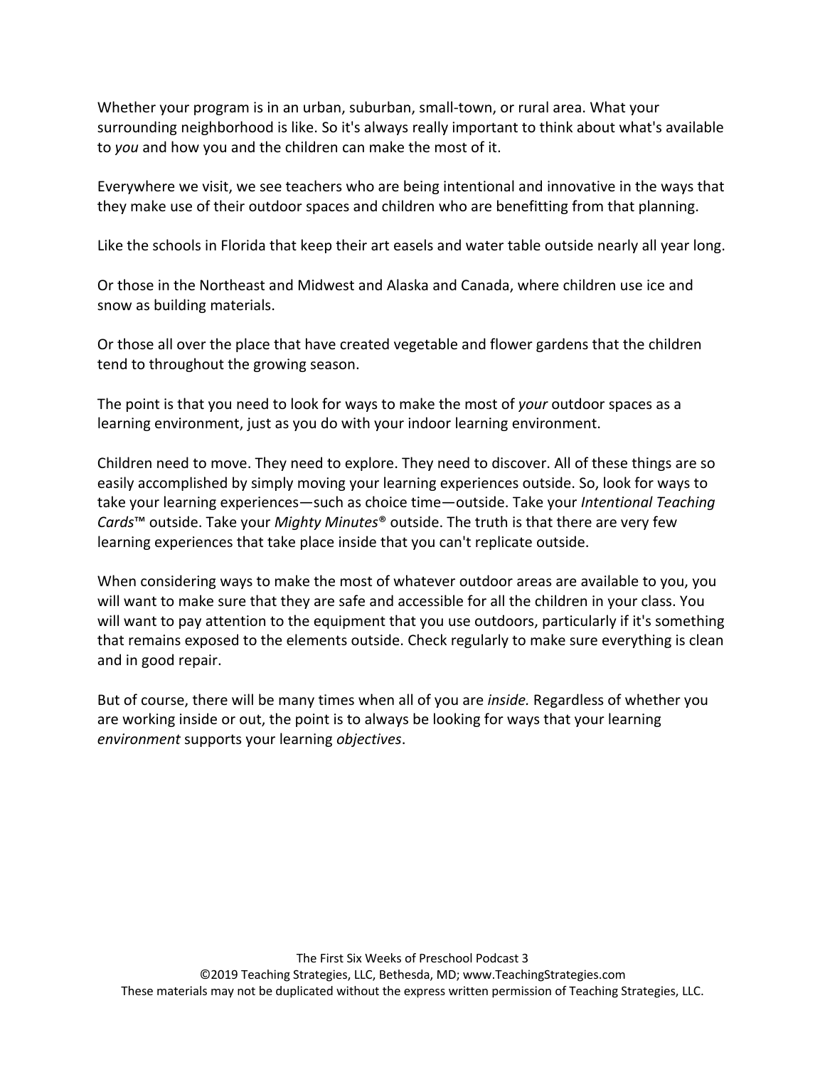Whether your program is in an urban, suburban, small-town, or rural area. What your surrounding neighborhood is like. So it's always really important to think about what's available to *you* and how you and the children can make the most of it.

Everywhere we visit, we see teachers who are being intentional and innovative in the ways that they make use of their outdoor spaces and children who are benefitting from that planning.

Like the schools in Florida that keep their art easels and water table outside nearly all year long.

Or those in the Northeast and Midwest and Alaska and Canada, where children use ice and snow as building materials.

Or those all over the place that have created vegetable and flower gardens that the children tend to throughout the growing season.

The point is that you need to look for ways to make the most of *your* outdoor spaces as a learning environment, just as you do with your indoor learning environment.

Children need to move. They need to explore. They need to discover. All of these things are so easily accomplished by simply moving your learning experiences outside. So, look for ways to take your learning experiences—such as choice time—outside. Take your *Intentional Teaching Cards*™ outside. Take your *Mighty Minutes*® outside. The truth is that there are very few learning experiences that take place inside that you can't replicate outside.

When considering ways to make the most of whatever outdoor areas are available to you, you will want to make sure that they are safe and accessible for all the children in your class. You will want to pay attention to the equipment that you use outdoors, particularly if it's something that remains exposed to the elements outside. Check regularly to make sure everything is clean and in good repair.

But of course, there will be many times when all of you are *inside.* Regardless of whether you are working inside or out, the point is to always be looking for ways that your learning *environment* supports your learning *objectives*.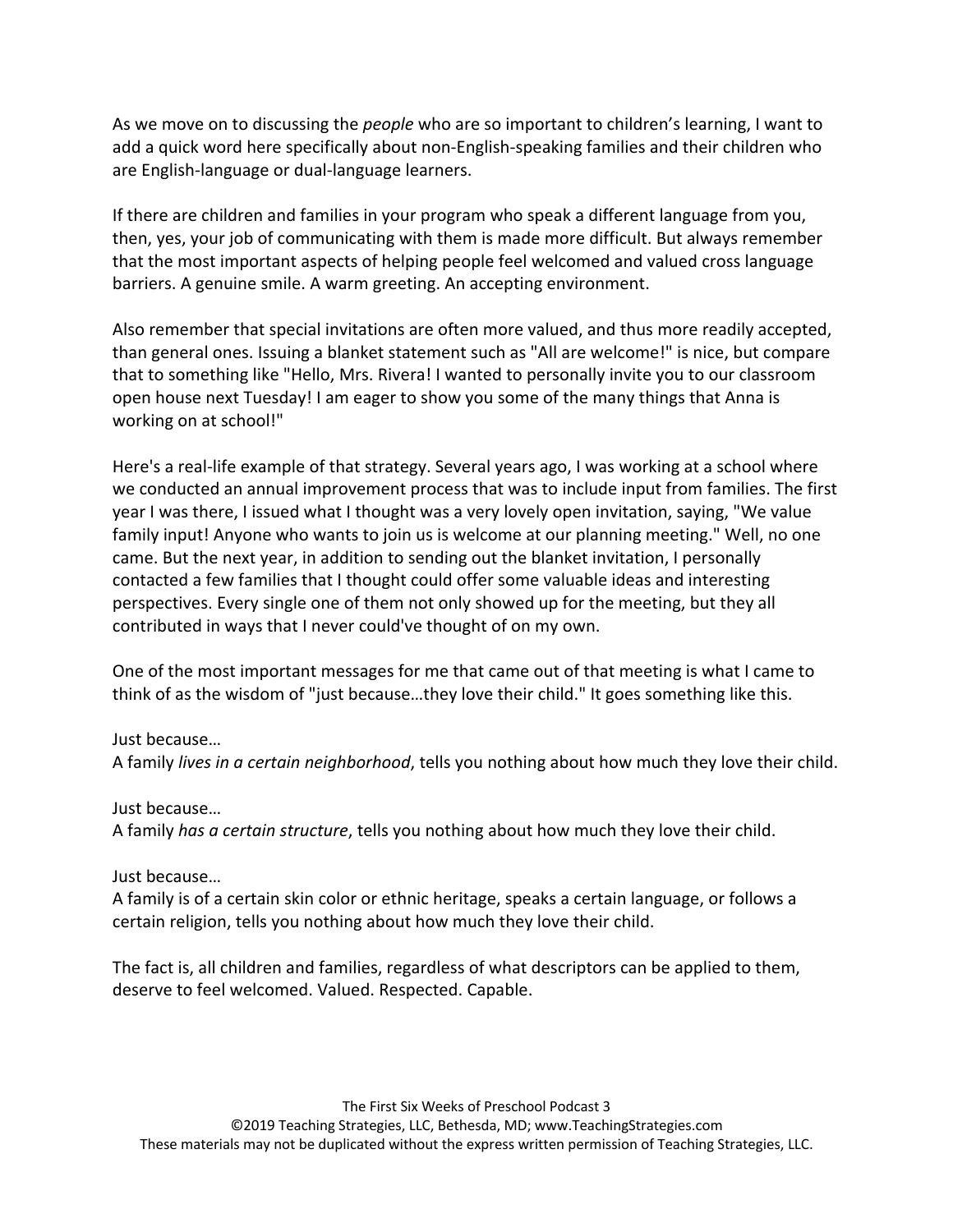As we move on to discussing the *people* who are so important to children's learning, I want to add a quick word here specifically about non-English-speaking families and their children who are English-language or dual-language learners.

If there are children and families in your program who speak a different language from you, then, yes, your job of communicating with them is made more difficult. But always remember that the most important aspects of helping people feel welcomed and valued cross language barriers. A genuine smile. A warm greeting. An accepting environment.

Also remember that special invitations are often more valued, and thus more readily accepted, than general ones. Issuing a blanket statement such as "All are welcome!" is nice, but compare that to something like "Hello, Mrs. Rivera! I wanted to personally invite you to our classroom open house next Tuesday! I am eager to show you some of the many things that Anna is working on at school!"

Here's a real-life example of that strategy. Several years ago, I was working at a school where we conducted an annual improvement process that was to include input from families. The first year I was there, I issued what I thought was a very lovely open invitation, saying, "We value family input! Anyone who wants to join us is welcome at our planning meeting." Well, no one came. But the next year, in addition to sending out the blanket invitation, I personally contacted a few families that I thought could offer some valuable ideas and interesting perspectives. Every single one of them not only showed up for the meeting, but they all contributed in ways that I never could've thought of on my own.

One of the most important messages for me that came out of that meeting is what I came to think of as the wisdom of "just because…they love their child." It goes something like this.

Just because…
A family *lives in a certain neighborhood*, tells you nothing about how much they love their child.

Just because…
A family *has a certain structure*, tells you nothing about how much they love their child.

Just because…
A family is of a certain skin color or ethnic heritage, speaks a certain language, or follows a certain religion, tells you nothing about how much they love their child.

The fact is, all children and families, regardless of what descriptors can be applied to them, deserve to feel welcomed. Valued. Respected. Capable.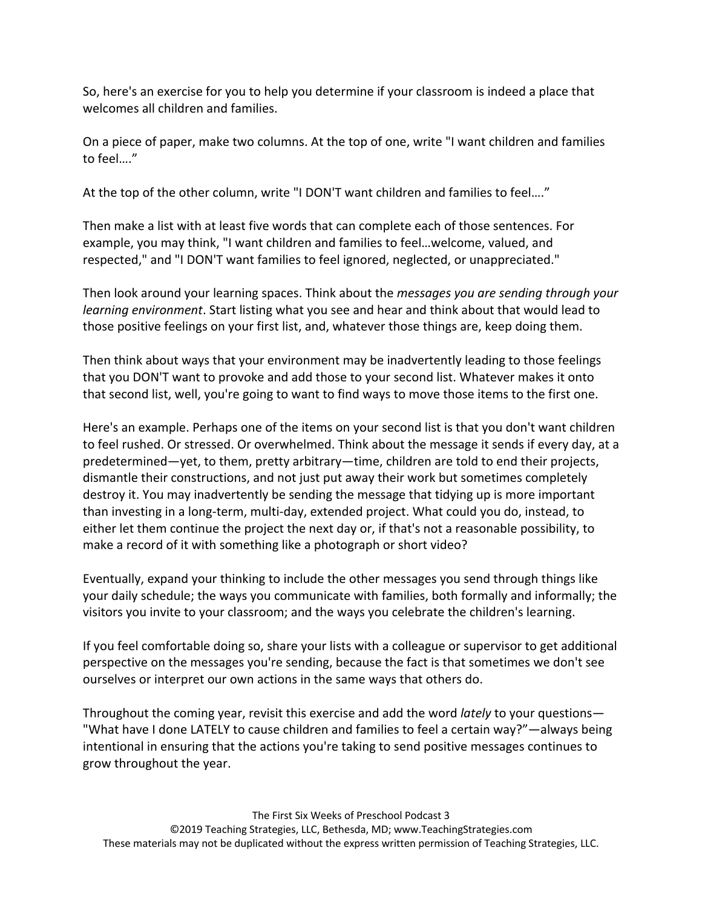So, here's an exercise for you to help you determine if your classroom is indeed a place that welcomes all children and families.

On a piece of paper, make two columns. At the top of one, write "I want children and families to feel…."

At the top of the other column, write "I DON'T want children and families to feel…."

Then make a list with at least five words that can complete each of those sentences. For example, you may think, "I want children and families to feel…welcome, valued, and respected," and "I DON'T want families to feel ignored, neglected, or unappreciated."

Then look around your learning spaces. Think about the *messages you are sending through your learning environment*. Start listing what you see and hear and think about that would lead to those positive feelings on your first list, and, whatever those things are, keep doing them.

Then think about ways that your environment may be inadvertently leading to those feelings that you DON'T want to provoke and add those to your second list. Whatever makes it onto that second list, well, you're going to want to find ways to move those items to the first one.

Here's an example. Perhaps one of the items on your second list is that you don't want children to feel rushed. Or stressed. Or overwhelmed. Think about the message it sends if every day, at a predetermined—yet, to them, pretty arbitrary—time, children are told to end their projects, dismantle their constructions, and not just put away their work but sometimes completely destroy it. You may inadvertently be sending the message that tidying up is more important than investing in a long-term, multi-day, extended project. What could you do, instead, to either let them continue the project the next day or, if that's not a reasonable possibility, to make a record of it with something like a photograph or short video?

Eventually, expand your thinking to include the other messages you send through things like your daily schedule; the ways you communicate with families, both formally and informally; the visitors you invite to your classroom; and the ways you celebrate the children's learning.

If you feel comfortable doing so, share your lists with a colleague or supervisor to get additional perspective on the messages you're sending, because the fact is that sometimes we don't see ourselves or interpret our own actions in the same ways that others do.

Throughout the coming year, revisit this exercise and add the word *lately* to your questions—"What have I done LATELY to cause children and families to feel a certain way?"—always being intentional in ensuring that the actions you're taking to send positive messages continues to grow throughout the year.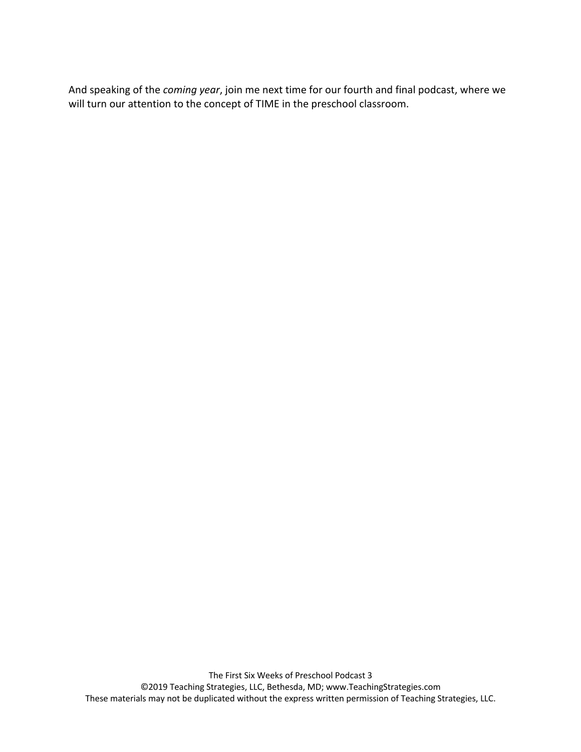And speaking of the *coming year*, join me next time for our fourth and final podcast, where we will turn our attention to the concept of TIME in the preschool classroom.